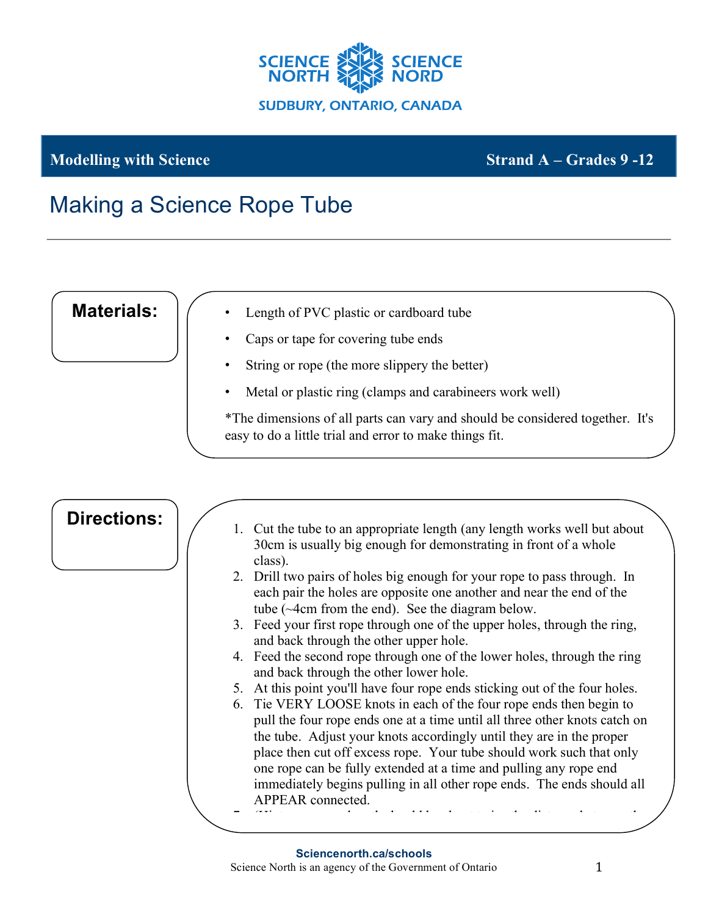SCIENCE NORTH SCIENCE NORD

SUDBURY, ONTARIO, CANADA

**Modelling with Science** **Strand A – Grades 9 -12**

# Making a Science Rope Tube

## Materials:

- Length of PVC plastic or cardboard tube
- Caps or tape for covering tube ends
- String or rope (the more slippery the better)
- Metal or plastic ring (clamps and carabineers work well)

*The dimensions of all parts can vary and should be considered together. It's easy to do a little trial and error to make things fit.

## Directions:

1. Cut the tube to an appropriate length (any length works well but about 30cm is usually big enough for demonstrating in front of a whole class).
2. Drill two pairs of holes big enough for your rope to pass through. In each pair the holes are opposite one another and near the end of the tube (~4cm from the end). See the diagram below.
3. Feed your first rope through one of the upper holes, through the ring, and back through the other upper hole.
4. Feed the second rope through one of the lower holes, through the ring and back through the other lower hole.
5. At this point you'll have four rope ends sticking out of the four holes.
6. Tie VERY LOOSE knots in each of the four rope ends then begin to pull the four rope ends one at a time until all three other knots catch on the tube. Adjust your knots accordingly until they are in the proper place then cut off excess rope. Your tube should work such that only one rope can be fully extended at a time and pulling any rope end immediately begins pulling in all other rope ends. The ends should all APPEAR connected.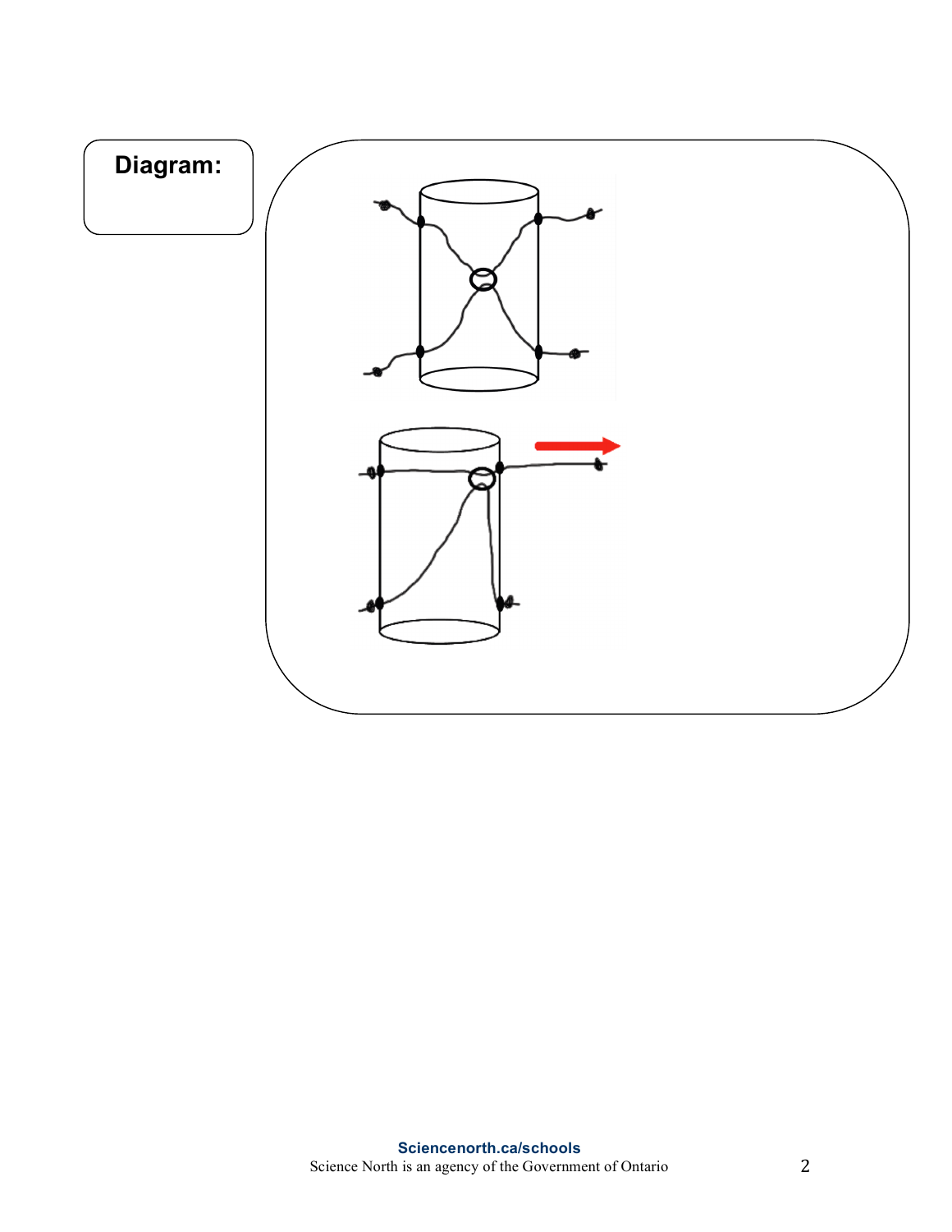**Diagram:**